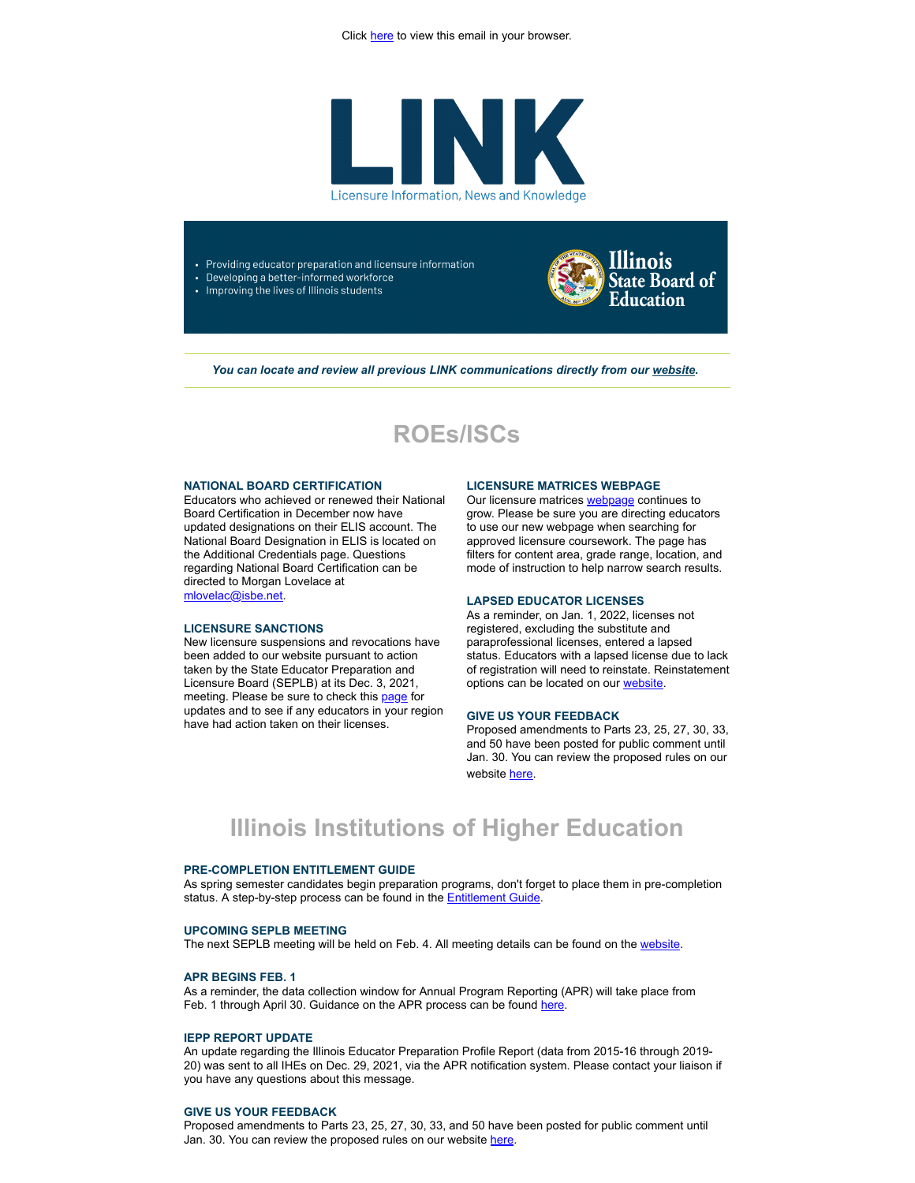Click here to view this email in your browser.

# LINK

Licensure Information, News and Knowledge

- Providing educator preparation and licensure information
- Developing a better-informed workforce
- Improving the lives of Illinois students

Illinois State Board of Education

***You can locate and review all previous LINK communications directly from our website.***

## ROEs/ISCs

### NATIONAL BOARD CERTIFICATION

Educators who achieved or renewed their National Board Certification in December now have updated designations on their ELIS account. The National Board Designation in ELIS is located on the Additional Credentials page. Questions regarding National Board Certification can be directed to Morgan Lovelace at mlovelac@isbe.net.

### LICENSURE SANCTIONS

New licensure suspensions and revocations have been added to our website pursuant to action taken by the State Educator Preparation and Licensure Board (SEPLB) at its Dec. 3, 2021, meeting. Please be sure to check this page for updates and to see if any educators in your region have had action taken on their licenses.

### LICENSURE MATRICES WEBPAGE

Our licensure matrices webpage continues to grow. Please be sure you are directing educators to use our new webpage when searching for approved licensure coursework. The page has filters for content area, grade range, location, and mode of instruction to help narrow search results.

### LAPSED EDUCATOR LICENSES

As a reminder, on Jan. 1, 2022, licenses not registered, excluding the substitute and paraprofessional licenses, entered a lapsed status. Educators with a lapsed license due to lack of registration will need to reinstate. Reinstatement options can be located on our website.

### GIVE US YOUR FEEDBACK

Proposed amendments to Parts 23, 25, 27, 30, 33, and 50 have been posted for public comment until Jan. 30. You can review the proposed rules on our website here.

## Illinois Institutions of Higher Education

### PRE-COMPLETION ENTITLEMENT GUIDE

As spring semester candidates begin preparation programs, don't forget to place them in pre-completion status. A step-by-step process can be found in the Entitlement Guide.

### UPCOMING SEPLB MEETING

The next SEPLB meeting will be held on Feb. 4. All meeting details can be found on the website.

### APR BEGINS FEB. 1

As a reminder, the data collection window for Annual Program Reporting (APR) will take place from Feb. 1 through April 30. Guidance on the APR process can be found here.

### IEPP REPORT UPDATE

An update regarding the Illinois Educator Preparation Profile Report (data from 2015-16 through 2019-20) was sent to all IHEs on Dec. 29, 2021, via the APR notification system. Please contact your liaison if you have any questions about this message.

### GIVE US YOUR FEEDBACK

Proposed amendments to Parts 23, 25, 27, 30, 33, and 50 have been posted for public comment until Jan. 30. You can review the proposed rules on our website here.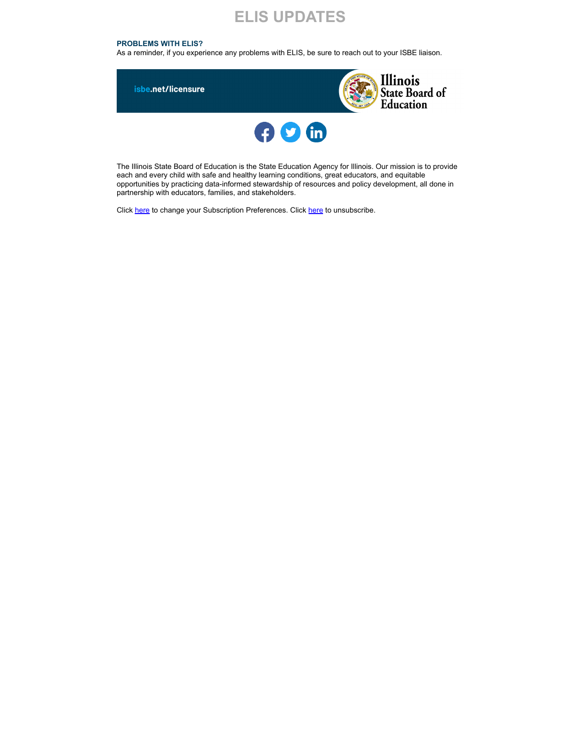# ELIS UPDATES

### PROBLEMS WITH ELIS?

As a reminder, if you experience any problems with ELIS, be sure to reach out to your ISBE liaison.

isbe.net/licensure

Illinois State Board of Education

The Illinois State Board of Education is the State Education Agency for Illinois. Our mission is to provide each and every child with safe and healthy learning conditions, great educators, and equitable opportunities by practicing data-informed stewardship of resources and policy development, all done in partnership with educators, families, and stakeholders.

Click here to change your Subscription Preferences. Click here to unsubscribe.